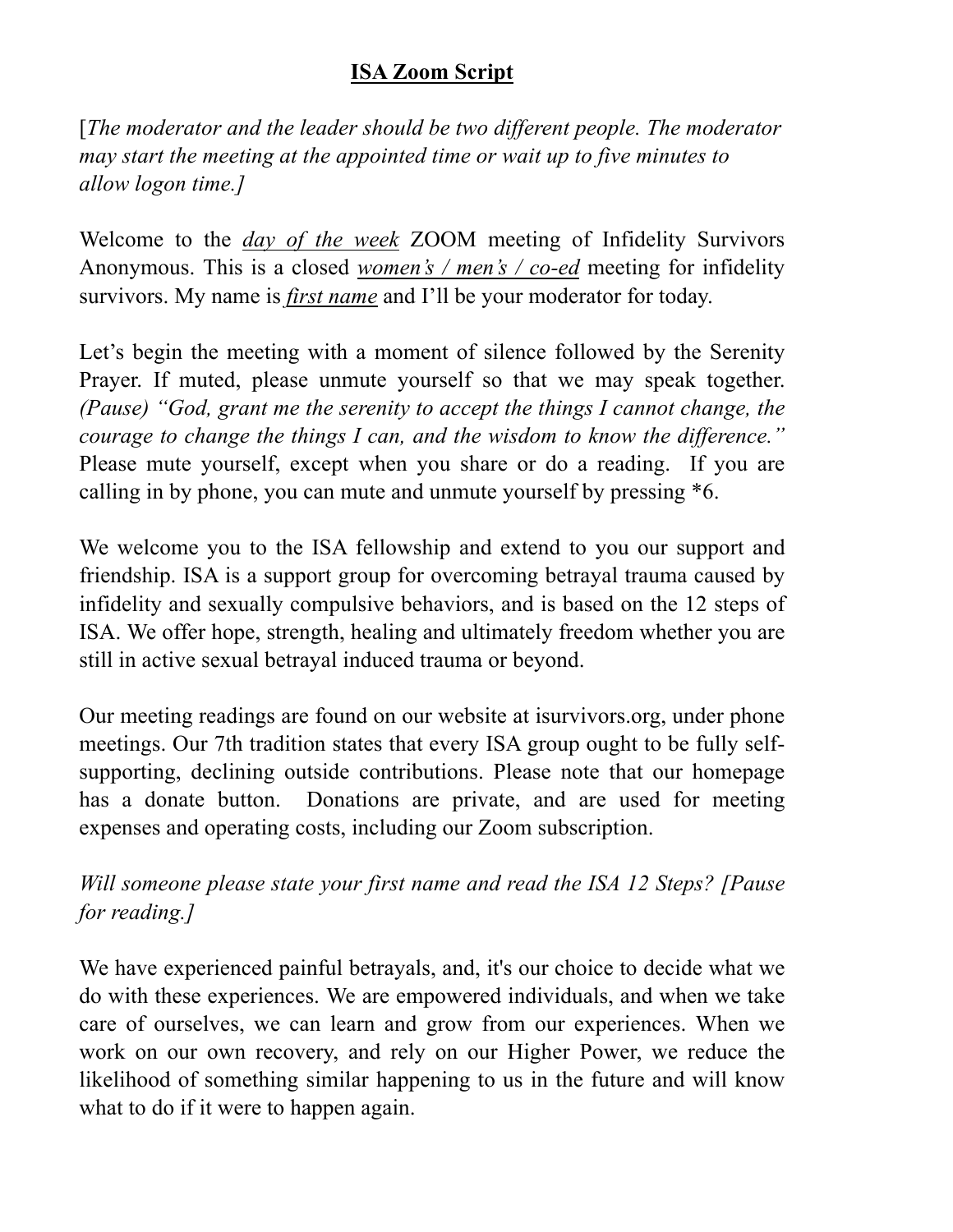# **ISA Zoom Script**

[*The moderator and the leader should be two different people. The moderator may start the meeting at the appointed time or wait up to five minutes to allow logon time.]*

Welcome to the *day of the week* ZOOM meeting of Infidelity Survivors Anonymous. This is a closed *women's / men's / co-ed* meeting for infidelity survivors. My name is *first name* and I'll be your moderator for today.

Let's begin the meeting with a moment of silence followed by the Serenity Prayer. If muted, please unmute yourself so that we may speak together. *(Pause) "God, grant me the serenity to accept the things I cannot change, the courage to change the things I can, and the wisdom to know the difference."* Please mute yourself, except when you share or do a reading. If you are calling in by phone, you can mute and unmute yourself by pressing *6.

We welcome you to the ISA fellowship and extend to you our support and friendship. ISA is a support group for overcoming betrayal trauma caused by infidelity and sexually compulsive behaviors, and is based on the 12 steps of ISA. We offer hope, strength, healing and ultimately freedom whether you are still in active sexual betrayal induced trauma or beyond.

Our meeting readings are found on our website at isurvivors.org, under phone meetings. Our 7th tradition states that every ISA group ought to be fully self-supporting, declining outside contributions. Please note that our homepage has a donate button. Donations are private, and are used for meeting expenses and operating costs, including our Zoom subscription.

*Will someone please state your first name and read the ISA 12 Steps? [Pause for reading.]*

We have experienced painful betrayals, and, it's our choice to decide what we do with these experiences. We are empowered individuals, and when we take care of ourselves, we can learn and grow from our experiences. When we work on our own recovery, and rely on our Higher Power, we reduce the likelihood of something similar happening to us in the future and will know what to do if it were to happen again.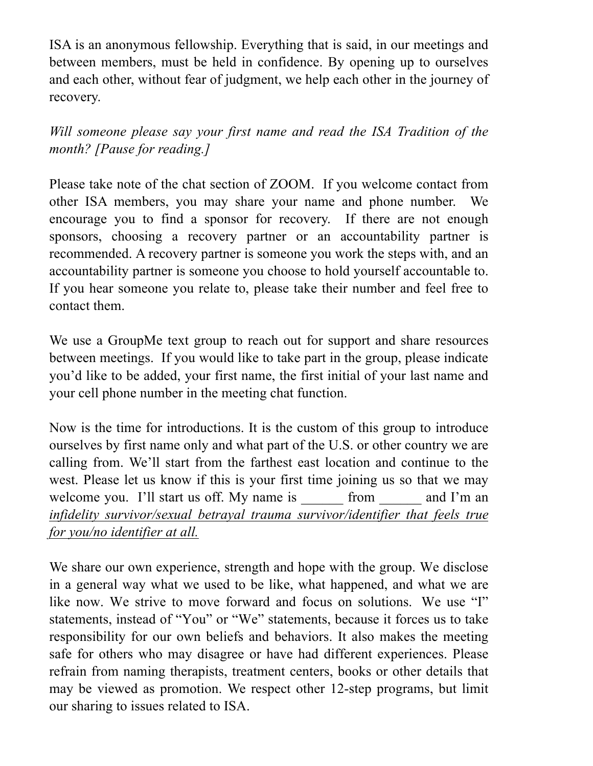ISA is an anonymous fellowship. Everything that is said, in our meetings and between members, must be held in confidence. By opening up to ourselves and each other, without fear of judgment, we help each other in the journey of recovery.

*Will someone please say your first name and read the ISA Tradition of the month? [Pause for reading.]*

Please take note of the chat section of ZOOM. If you welcome contact from other ISA members, you may share your name and phone number. We encourage you to find a sponsor for recovery. If there are not enough sponsors, choosing a recovery partner or an accountability partner is recommended. A recovery partner is someone you work the steps with, and an accountability partner is someone you choose to hold yourself accountable to. If you hear someone you relate to, please take their number and feel free to contact them.

We use a GroupMe text group to reach out for support and share resources between meetings. If you would like to take part in the group, please indicate you'd like to be added, your first name, the first initial of your last name and your cell phone number in the meeting chat function.

Now is the time for introductions. It is the custom of this group to introduce ourselves by first name only and what part of the U.S. or other country we are calling from. We'll start from the farthest east location and continue to the west. Please let us know if this is your first time joining us so that we may welcome you. I'll start us off. My name is ______ from ______ and I'm an <u>*infidelity survivor/sexual betrayal trauma survivor/identifier that feels true for you/no identifier at all.*</u>

We share our own experience, strength and hope with the group. We disclose in a general way what we used to be like, what happened, and what we are like now. We strive to move forward and focus on solutions. We use "I" statements, instead of "You" or "We" statements, because it forces us to take responsibility for our own beliefs and behaviors. It also makes the meeting safe for others who may disagree or have had different experiences. Please refrain from naming therapists, treatment centers, books or other details that may be viewed as promotion. We respect other 12-step programs, but limit our sharing to issues related to ISA.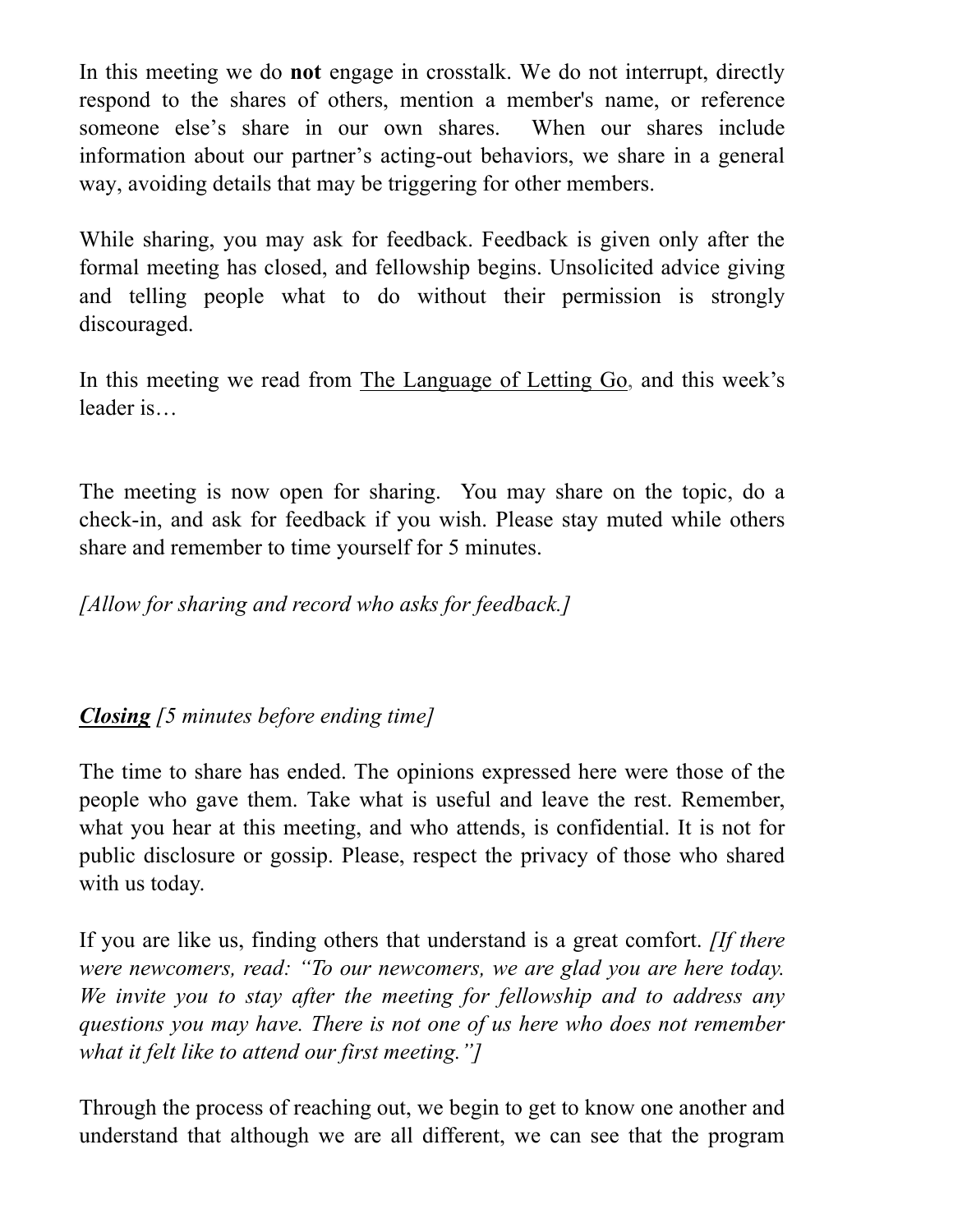In this meeting we do **not** engage in crosstalk. We do not interrupt, directly respond to the shares of others, mention a member's name, or reference someone else's share in our own shares. When our shares include information about our partner's acting-out behaviors, we share in a general way, avoiding details that may be triggering for other members.

While sharing, you may ask for feedback. Feedback is given only after the formal meeting has closed, and fellowship begins. Unsolicited advice giving and telling people what to do without their permission is strongly discouraged.

In this meeting we read from <u>The Language of Letting Go</u>, and this week's leader is…

The meeting is now open for sharing. You may share on the topic, do a check-in, and ask for feedback if you wish. Please stay muted while others share and remember to time yourself for 5 minutes.

*[Allow for sharing and record who asks for feedback.]*

***<u>Closing</u>*** *[5 minutes before ending time]*

The time to share has ended. The opinions expressed here were those of the people who gave them. Take what is useful and leave the rest. Remember, what you hear at this meeting, and who attends, is confidential. It is not for public disclosure or gossip. Please, respect the privacy of those who shared with us today.

If you are like us, finding others that understand is a great comfort. *[If there were newcomers, read: "To our newcomers, we are glad you are here today. We invite you to stay after the meeting for fellowship and to address any questions you may have. There is not one of us here who does not remember what it felt like to attend our first meeting."]*

Through the process of reaching out, we begin to get to know one another and understand that although we are all different, we can see that the program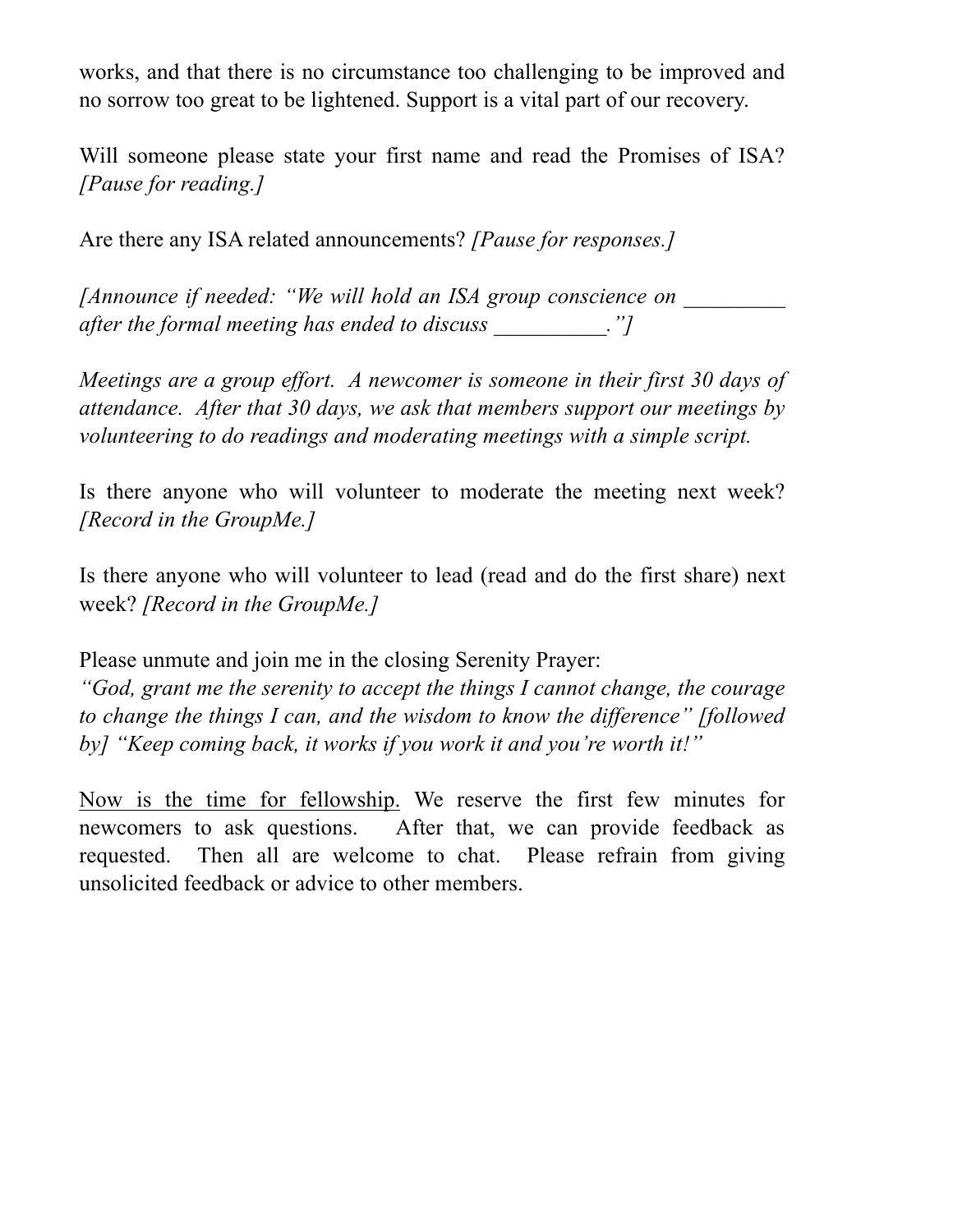works, and that there is no circumstance too challenging to be improved and no sorrow too great to be lightened. Support is a vital part of our recovery.

Will someone please state your first name and read the Promises of ISA? *[Pause for reading.]*

Are there any ISA related announcements? *[Pause for responses.]*

*[Announce if needed: "We will hold an ISA group conscience on _________ after the formal meeting has ended to discuss __________."]*

*Meetings are a group effort. A newcomer is someone in their first 30 days of attendance. After that 30 days, we ask that members support our meetings by volunteering to do readings and moderating meetings with a simple script.*

Is there anyone who will volunteer to moderate the meeting next week? *[Record in the GroupMe.]*

Is there anyone who will volunteer to lead (read and do the first share) next week? *[Record in the GroupMe.]*

Please unmute and join me in the closing Serenity Prayer:
*"God, grant me the serenity to accept the things I cannot change, the courage to change the things I can, and the wisdom to know the difference" [followed by] "Keep coming back, it works if you work it and you're worth it!"*

<u>Now is the time for fellowship.</u> We reserve the first few minutes for newcomers to ask questions. After that, we can provide feedback as requested. Then all are welcome to chat. Please refrain from giving unsolicited feedback or advice to other members.